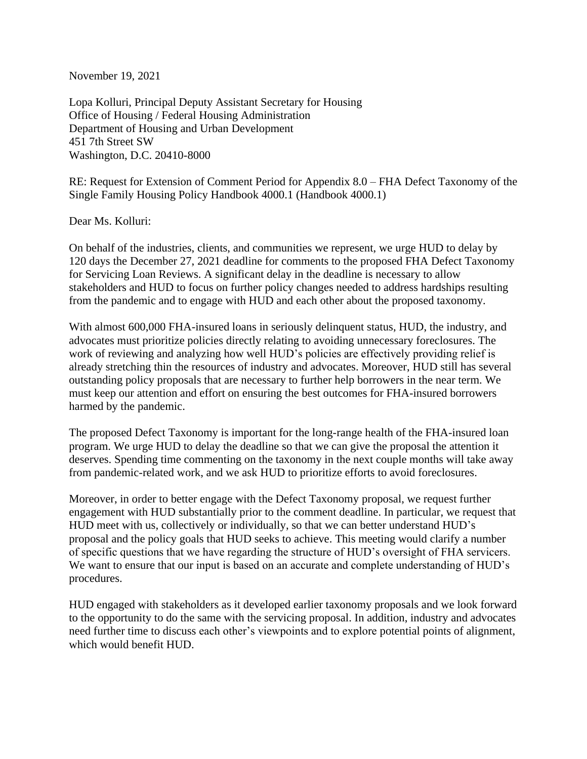November 19, 2021

Lopa Kolluri, Principal Deputy Assistant Secretary for Housing
Office of Housing / Federal Housing Administration
Department of Housing and Urban Development
451 7th Street SW
Washington, D.C. 20410-8000

RE: Request for Extension of Comment Period for Appendix 8.0 – FHA Defect Taxonomy of the Single Family Housing Policy Handbook 4000.1 (Handbook 4000.1)

Dear Ms. Kolluri:

On behalf of the industries, clients, and communities we represent, we urge HUD to delay by 120 days the December 27, 2021 deadline for comments to the proposed FHA Defect Taxonomy for Servicing Loan Reviews. A significant delay in the deadline is necessary to allow stakeholders and HUD to focus on further policy changes needed to address hardships resulting from the pandemic and to engage with HUD and each other about the proposed taxonomy.

With almost 600,000 FHA-insured loans in seriously delinquent status, HUD, the industry, and advocates must prioritize policies directly relating to avoiding unnecessary foreclosures. The work of reviewing and analyzing how well HUD's policies are effectively providing relief is already stretching thin the resources of industry and advocates. Moreover, HUD still has several outstanding policy proposals that are necessary to further help borrowers in the near term. We must keep our attention and effort on ensuring the best outcomes for FHA-insured borrowers harmed by the pandemic.

The proposed Defect Taxonomy is important for the long-range health of the FHA-insured loan program. We urge HUD to delay the deadline so that we can give the proposal the attention it deserves. Spending time commenting on the taxonomy in the next couple months will take away from pandemic-related work, and we ask HUD to prioritize efforts to avoid foreclosures.

Moreover, in order to better engage with the Defect Taxonomy proposal, we request further engagement with HUD substantially prior to the comment deadline. In particular, we request that HUD meet with us, collectively or individually, so that we can better understand HUD's proposal and the policy goals that HUD seeks to achieve. This meeting would clarify a number of specific questions that we have regarding the structure of HUD's oversight of FHA servicers. We want to ensure that our input is based on an accurate and complete understanding of HUD's procedures.

HUD engaged with stakeholders as it developed earlier taxonomy proposals and we look forward to the opportunity to do the same with the servicing proposal. In addition, industry and advocates need further time to discuss each other's viewpoints and to explore potential points of alignment, which would benefit HUD.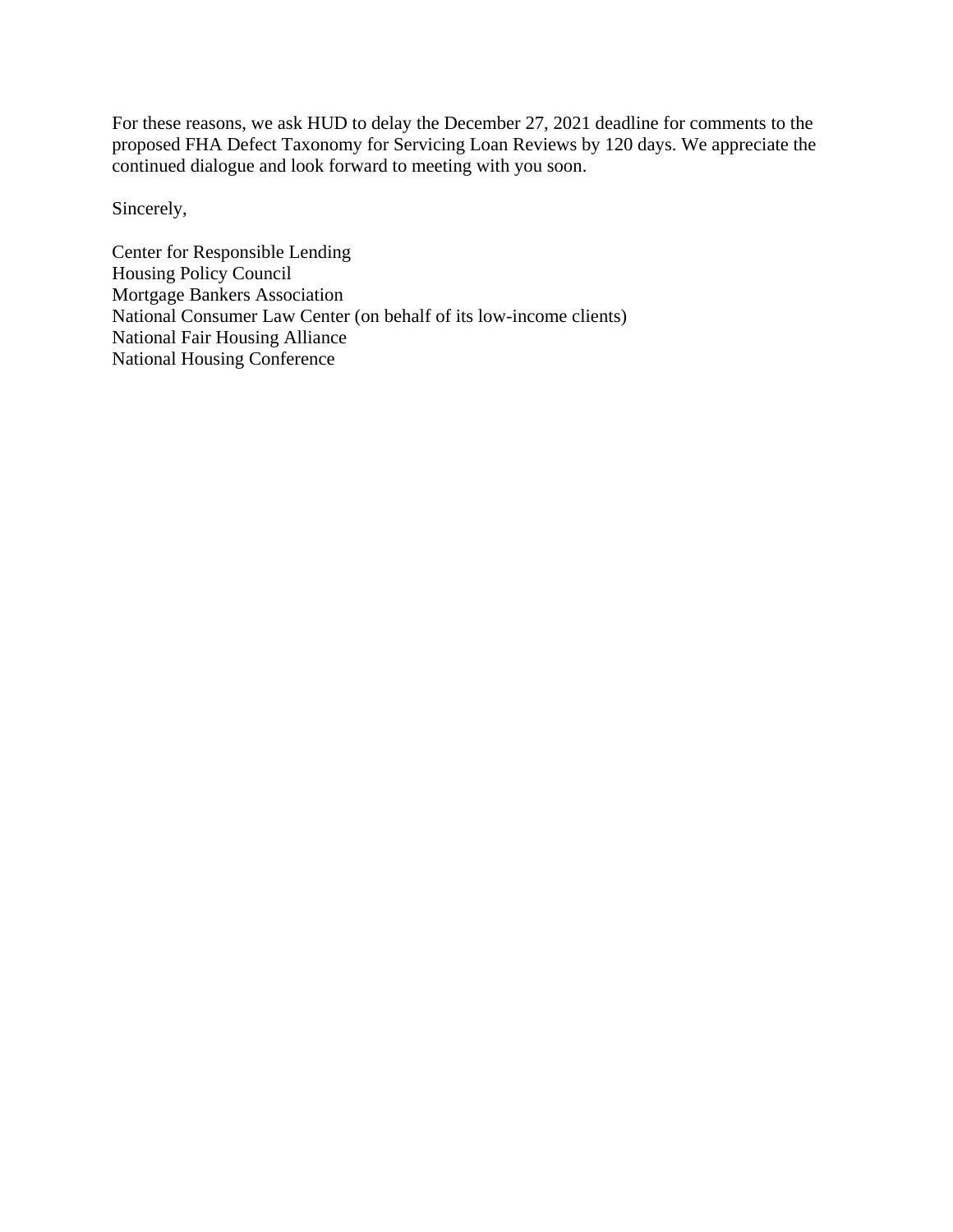For these reasons, we ask HUD to delay the December 27, 2021 deadline for comments to the proposed FHA Defect Taxonomy for Servicing Loan Reviews by 120 days. We appreciate the continued dialogue and look forward to meeting with you soon.

Sincerely,

Center for Responsible Lending
Housing Policy Council
Mortgage Bankers Association
National Consumer Law Center (on behalf of its low-income clients)
National Fair Housing Alliance
National Housing Conference